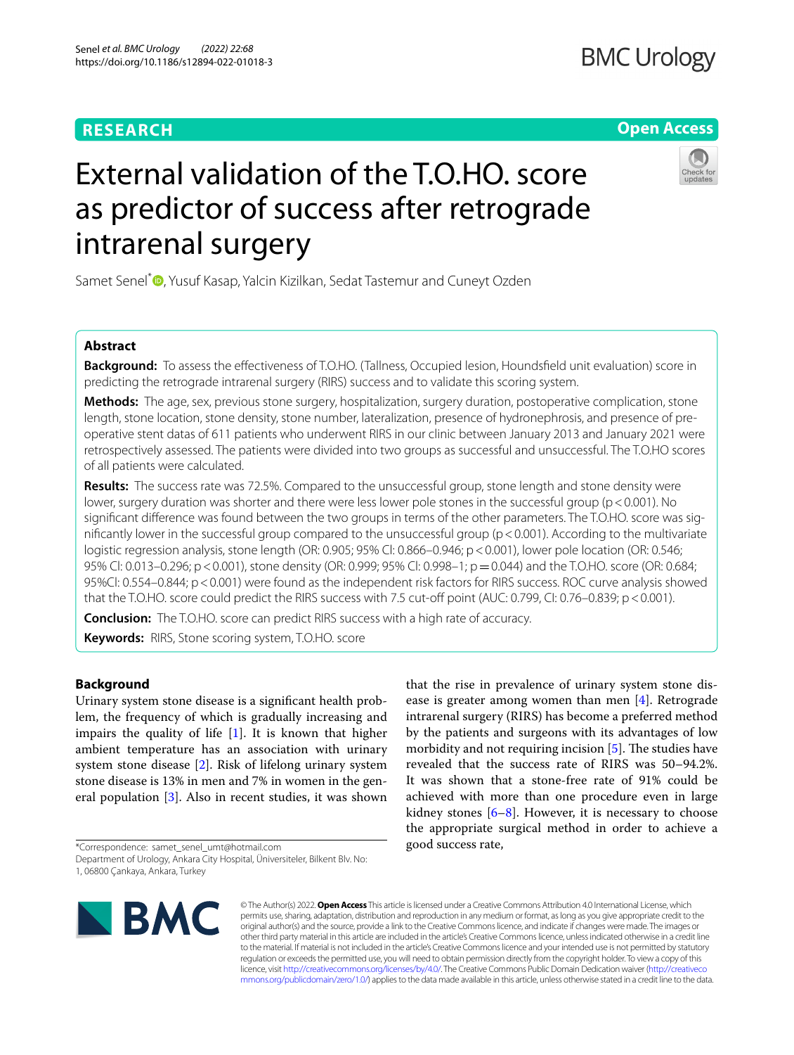# External validation of the T.O.HO. score as predictor of success after retrograde intrarenal surgery

Samet Senel[*], Yusuf Kasap, Yalcin Kizilkan, Sedat Tastemur and Cuneyt Ozden

## Abstract

**Background:** To assess the effectiveness of T.O.HO. (Tallness, Occupied lesion, Houndsfield unit evaluation) score in predicting the retrograde intrarenal surgery (RIRS) success and to validate this scoring system.

**Methods:** The age, sex, previous stone surgery, hospitalization, surgery duration, postoperative complication, stone length, stone location, stone density, stone number, lateralization, presence of hydronephrosis, and presence of preoperative stent datas of 611 patients who underwent RIRS in our clinic between January 2013 and January 2021 were retrospectively assessed. The patients were divided into two groups as successful and unsuccessful. The T.O.HO scores of all patients were calculated.

**Results:** The success rate was 72.5%. Compared to the unsuccessful group, stone length and stone density were lower, surgery duration was shorter and there were less lower pole stones in the successful group ($p < 0.001$). No significant difference was found between the two groups in terms of the other parameters. The T.O.HO. score was significantly lower in the successful group compared to the unsuccessful group ($p < 0.001$). According to the multivariate logistic regression analysis, stone length (OR: 0.905; 95% CI: 0.866–0.946; $p < 0.001$), lower pole location (OR: 0.546; 95% CI: 0.013–0.296; $p < 0.001$), stone density (OR: 0.999; 95% CI: 0.998–1; $p = 0.044$) and the T.O.HO. score (OR: 0.684; 95%CI: 0.554–0.844; $p < 0.001$) were found as the independent risk factors for RIRS success. ROC curve analysis showed that the T.O.HO. score could predict the RIRS success with 7.5 cut-off point (AUC: 0.799, CI: 0.76–0.839; $p < 0.001$).

**Conclusion:** The T.O.HO. score can predict RIRS success with a high rate of accuracy.

**Keywords:** RIRS, Stone scoring system, T.O.HO. score

## Background

Urinary system stone disease is a significant health problem, the frequency of which is gradually increasing and impairs the quality of life [1]. It is known that higher ambient temperature has an association with urinary system stone disease [2]. Risk of lifelong urinary system stone disease is 13% in men and 7% in women in the general population [3]. Also in recent studies, it was shown that the rise in prevalence of urinary system stone disease is greater among women than men [4]. Retrograde intrarenal surgery (RIRS) has become a preferred method by the patients and surgeons with its advantages of low morbidity and not requiring incision [5]. The studies have revealed that the success rate of RIRS was 50–94.2%. It was shown that a stone-free rate of 91% could be achieved with more than one procedure even in large kidney stones [6–8]. However, it is necessary to choose the appropriate surgical method in order to achieve a good success rate,

*Correspondence: samet_senel_umt@hotmail.com
Department of Urology, Ankara City Hospital, Üniversiteler, Bilkent Blv. No: 1, 06800 Çankaya, Ankara, Turkey

© The Author(s) 2022. **Open Access** This article is licensed under a Creative Commons Attribution 4.0 International License, which permits use, sharing, adaptation, distribution and reproduction in any medium or format, as long as you give appropriate credit to the original author(s) and the source, provide a link to the Creative Commons licence, and indicate if changes were made. The images or other third party material in this article are included in the article's Creative Commons licence, unless indicated otherwise in a credit line to the material. If material is not included in the article's Creative Commons licence and your intended use is not permitted by statutory regulation or exceeds the permitted use, you will need to obtain permission directly from the copyright holder. To view a copy of this licence, visit http://creativecommons.org/licenses/by/4.0/. The Creative Commons Public Domain Dedication waiver (http://creativecommons.org/publicdomain/zero/1.0/) applies to the data made available in this article, unless otherwise stated in a credit line to the data.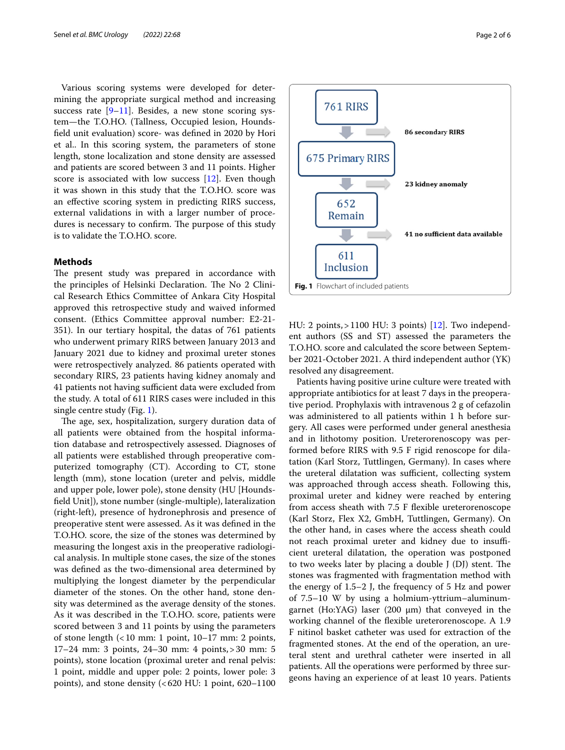Various scoring systems were developed for determining the appropriate surgical method and increasing success rate [9–11]. Besides, a new stone scoring system—the T.O.HO. (Tallness, Occupied lesion, Hounsfield unit evaluation) score- was defined in 2020 by Hori et al.. In this scoring system, the parameters of stone length, stone localization and stone density are assessed and patients are scored between 3 and 11 points. Higher score is associated with low success [12]. Even though it was shown in this study that the T.O.HO. score was an effective scoring system in predicting RIRS success, external validations in with a larger number of procedures is necessary to confirm. The purpose of this study is to validate the T.O.HO. score.

## Methods

The present study was prepared in accordance with the principles of Helsinki Declaration. The No 2 Clinical Research Ethics Committee of Ankara City Hospital approved this retrospective study and waived informed consent. (Ethics Committee approval number: E2-21-351). In our tertiary hospital, the datas of 761 patients who underwent primary RIRS between January 2013 and January 2021 due to kidney and proximal ureter stones were retrospectively analyzed. 86 patients operated with secondary RIRS, 23 patients having kidney anomaly and 41 patients not having sufficient data were excluded from the study. A total of 611 RIRS cases were included in this single centre study (Fig. 1).

761 RIRS → 86 secondary RIRS → 675 Primary RIRS → 23 kidney anomaly → 652 Remain → 41 no sufficient data available → 611 Inclusion

**Fig. 1** Flowchart of included patients

The age, sex, hospitalization, surgery duration data of all patients were obtained from the hospital information database and retrospectively assessed. Diagnoses of all patients were established through preoperative computerized tomography (CT). According to CT, stone length (mm), stone location (ureter and pelvis, middle and upper pole, lower pole), stone density (HU [Houndsfield Unit]), stone number (single-multiple), lateralization (right-left), presence of hydronephrosis and presence of preoperative stent were assessed. As it was defined in the T.O.HO. score, the size of the stones was determined by measuring the longest axis in the preoperative radiological analysis. In multiple stone cases, the size of the stones was defined as the two-dimensional area determined by multiplying the longest diameter by the perpendicular diameter of the stones. On the other hand, stone density was determined as the average density of the stones. As it was described in the T.O.HO. score, patients were scored between 3 and 11 points by using the parameters of stone length (< 10 mm: 1 point, 10–17 mm: 2 points, 17–24 mm: 3 points, 24–30 mm: 4 points, > 30 mm: 5 points), stone location (proximal ureter and renal pelvis: 1 point, middle and upper pole: 2 points, lower pole: 3 points), and stone density (< 620 HU: 1 point, 620–1100 HU: 2 points, > 1100 HU: 3 points) [12]. Two independent authors (SS and ST) assessed the parameters the T.O.HO. score and calculated the score between September 2021-October 2021. A third independent author (YK) resolved any disagreement.

Patients having positive urine culture were treated with appropriate antibiotics for at least 7 days in the preoperative period. Prophylaxis with intravenous 2 g of cefazolin was administered to all patients within 1 h before surgery. All cases were performed under general anesthesia and in lithotomy position. Ureterorenoscopy was performed before RIRS with 9.5 F rigid renoscope for dilatation (Karl Storz, Tuttlingen, Germany). In cases where the ureteral dilatation was sufficient, collecting system was approached through access sheath. Following this, proximal ureter and kidney were reached by entering from access sheath with 7.5 F flexible ureterorenoscope (Karl Storz, Flex X2, GmbH, Tuttlingen, Germany). On the other hand, in cases where the access sheath could not reach proximal ureter and kidney due to insufficient ureteral dilatation, the operation was postponed to two weeks later by placing a double J (DJ) stent. The stones was fragmented with fragmentation method with the energy of 1.5–2 J, the frequency of 5 Hz and power of 7.5–10 W by using a holmium-yttrium–aluminum-garnet (Ho:YAG) laser (200 µm) that conveyed in the working channel of the flexible ureterorenoscope. A 1.9 F nitinol basket catheter was used for extraction of the fragmented stones. At the end of the operation, an ureteral stent and urethral catheter were inserted in all patients. All the operations were performed by three surgeons having an experience of at least 10 years. Patients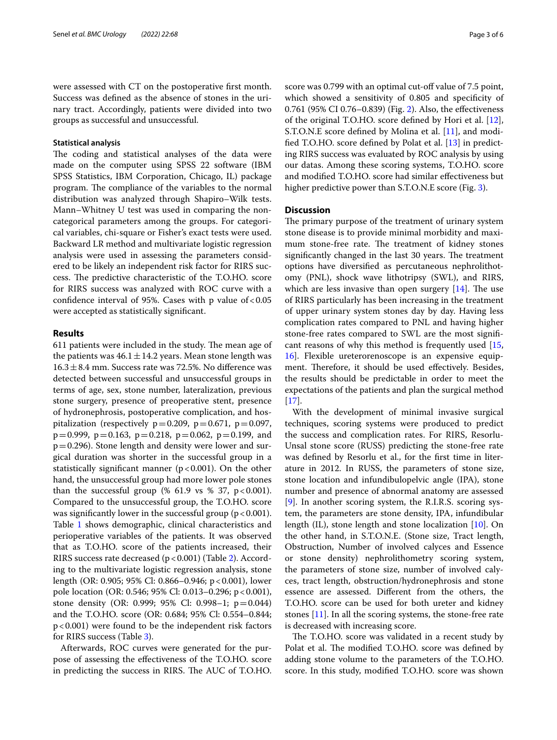were assessed with CT on the postoperative first month. Success was defined as the absence of stones in the urinary tract. Accordingly, patients were divided into two groups as successful and unsuccessful.

### Statistical analysis

The coding and statistical analyses of the data were made on the computer using SPSS 22 software (IBM SPSS Statistics, IBM Corporation, Chicago, IL) package program. The compliance of the variables to the normal distribution was analyzed through Shapiro–Wilk tests. Mann–Whitney U test was used in comparing the non-categorical parameters among the groups. For categorical variables, chi-square or Fisher's exact tests were used. Backward LR method and multivariate logistic regression analysis were used in assessing the parameters considered to be likely an independent risk factor for RIRS success. The predictive characteristic of the T.O.HO. score for RIRS success was analyzed with ROC curve with a confidence interval of 95%. Cases with p value of $<0.05$ were accepted as statistically significant.

## Results

611 patients were included in the study. The mean age of the patients was $46.1 \pm 14.2$ years. Mean stone length was $16.3 \pm 8.4$ mm. Success rate was 72.5%. No difference was detected between successful and unsuccessful groups in terms of age, sex, stone number, lateralization, previous stone surgery, presence of preoperative stent, presence of hydronephrosis, postoperative complication, and hospitalization (respectively $p=0.209$, $p=0.671$, $p=0.097$, $p=0.999$, $p=0.163$, $p=0.218$, $p=0.062$, $p=0.199$, and $p=0.296$). Stone length and density were lower and surgical duration was shorter in the successful group in a statistically significant manner ($p<0.001$). On the other hand, the unsuccessful group had more lower pole stones than the successful group (% 61.9 vs % 37, $p<0.001$). Compared to the unsuccessful group, the T.O.HO. score was significantly lower in the successful group ($p<0.001$). Table 1 shows demographic, clinical characteristics and perioperative variables of the patients. It was observed that as T.O.HO. score of the patients increased, their RIRS success rate decreased ($p<0.001$) (Table 2). According to the multivariate logistic regression analysis, stone length (OR: 0.905; 95% Cl: 0.866–0.946; $p<0.001$), lower pole location (OR: 0.546; 95% Cl: 0.013–0.296; $p<0.001$), stone density (OR: 0.999; 95% Cl: 0.998–1; $p=0.044$) and the T.O.HO. score (OR: 0.684; 95% Cl: 0.554–0.844; $p<0.001$) were found to be the independent risk factors for RIRS success (Table 3).

Afterwards, ROC curves were generated for the purpose of assessing the effectiveness of the T.O.HO. score in predicting the success in RIRS. The AUC of T.O.HO. score was 0.799 with an optimal cut-off value of 7.5 point, which showed a sensitivity of 0.805 and specificity of 0.761 (95% CI 0.76–0.839) (Fig. 2). Also, the effectiveness of the original T.O.HO. score defined by Hori et al. [12], S.T.O.N.E score defined by Molina et al. [11], and modified T.O.HO. score defined by Polat et al. [13] in predicting RIRS success was evaluated by ROC analysis by using our datas. Among these scoring systems, T.O.HO. score and modified T.O.HO. score had similar effectiveness but higher predictive power than S.T.O.N.E score (Fig. 3).

## Discussion

The primary purpose of the treatment of urinary system stone disease is to provide minimal morbidity and maximum stone-free rate. The treatment of kidney stones significantly changed in the last 30 years. The treatment options have diversified as percutaneous nephrolithotomy (PNL), shock wave lithotripsy (SWL), and RIRS, which are less invasive than open surgery [14]. The use of RIRS particularly has been increasing in the treatment of upper urinary system stones day by day. Having less complication rates compared to PNL and having higher stone-free rates compared to SWL are the most significant reasons of why this method is frequently used [15, 16]. Flexible ureterorenoscope is an expensive equipment. Therefore, it should be used effectively. Besides, the results should be predictable in order to meet the expectations of the patients and plan the surgical method [17].

With the development of minimal invasive surgical techniques, scoring systems were produced to predict the success and complication rates. For RIRS, Resorlu-Unsal stone score (RUSS) predicting the stone-free rate was defined by Resorlu et al., for the first time in literature in 2012. In RUSS, the parameters of stone size, stone location and infundibulopelvic angle (IPA), stone number and presence of abnormal anatomy are assessed [9]. In another scoring system, the R.I.R.S. scoring system, the parameters are stone density, IPA, infundibular length (IL), stone length and stone localization [10]. On the other hand, in S.T.O.N.E. (Stone size, Tract length, Obstruction, Number of involved calyces and Essence or stone density) nephrolithometry scoring system, the parameters of stone size, number of involved calyces, tract length, obstruction/hydronephrosis and stone essence are assessed. Different from the others, the T.O.HO. score can be used for both ureter and kidney stones [11]. In all the scoring systems, the stone-free rate is decreased with increasing score.

The T.O.HO. score was validated in a recent study by Polat et al. The modified T.O.HO. score was defined by adding stone volume to the parameters of the T.O.HO. score. In this study, modified T.O.HO. score was shown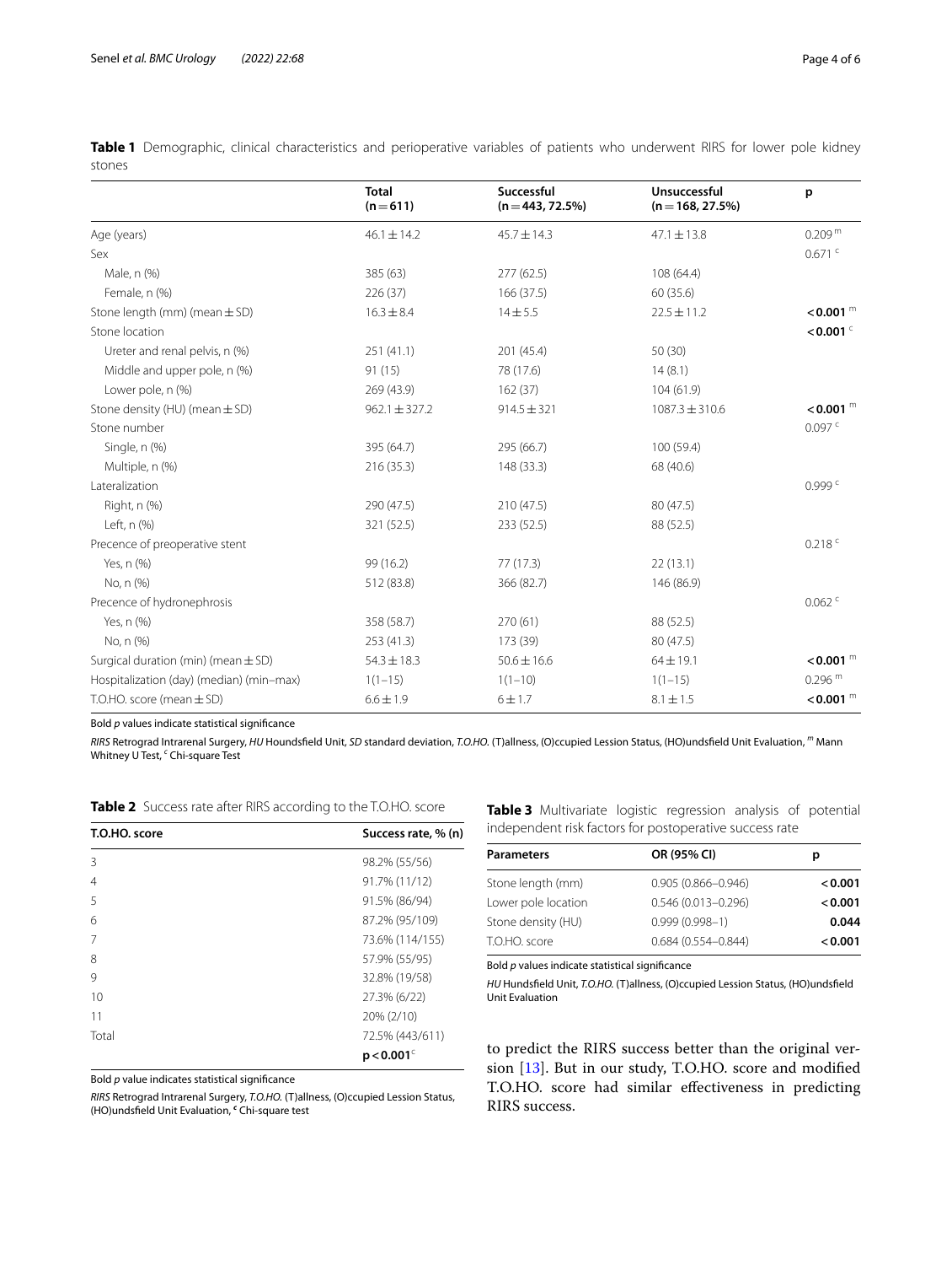**Table 1** Demographic, clinical characteristics and perioperative variables of patients who underwent RIRS for lower pole kidney stones

| | Total (n = 611) | Successful (n = 443, 72.5%) | Unsuccessful (n = 168, 27.5%) | p |
|---|---|---|---|---|
| Age (years) | 46.1 ± 14.2 | 45.7 ± 14.3 | 47.1 ± 13.8 | 0.209 [m] |
| Sex | | | | 0.671 [c] |
| Male, n (%) | 385 (63) | 277 (62.5) | 108 (64.4) | |
| Female, n (%) | 226 (37) | 166 (37.5) | 60 (35.6) | |
| Stone length (mm) (mean ± SD) | 16.3 ± 8.4 | 14 ± 5.5 | 22.5 ± 11.2 | **< 0.001** [m] |
| Stone location | | | | **< 0.001** [c] |
| Ureter and renal pelvis, n (%) | 251 (41.1) | 201 (45.4) | 50 (30) | |
| Middle and upper pole, n (%) | 91 (15) | 78 (17.6) | 14 (8.1) | |
| Lower pole, n (%) | 269 (43.9) | 162 (37) | 104 (61.9) | |
| Stone density (HU) (mean ± SD) | 962.1 ± 327.2 | 914.5 ± 321 | 1087.3 ± 310.6 | **< 0.001** [m] |
| Stone number | | | | 0.097 [c] |
| Single, n (%) | 395 (64.7) | 295 (66.7) | 100 (59.4) | |
| Multiple, n (%) | 216 (35.3) | 148 (33.3) | 68 (40.6) | |
| Lateralization | | | | 0.999 [c] |
| Right, n (%) | 290 (47.5) | 210 (47.5) | 80 (47.5) | |
| Left, n (%) | 321 (52.5) | 233 (52.5) | 88 (52.5) | |
| Precence of preoperative stent | | | | 0.218 [c] |
| Yes, n (%) | 99 (16.2) | 77 (17.3) | 22 (13.1) | |
| No, n (%) | 512 (83.8) | 366 (82.7) | 146 (86.9) | |
| Precence of hydronephrosis | | | | 0.062 [c] |
| Yes, n (%) | 358 (58.7) | 270 (61) | 88 (52.5) | |
| No, n (%) | 253 (41.3) | 173 (39) | 80 (47.5) | |
| Surgical duration (min) (mean ± SD) | 54.3 ± 18.3 | 50.6 ± 16.6 | 64 ± 19.1 | **< 0.001** [m] |
| Hospitalization (day) (median) (min–max) | 1(1–15) | 1(1–10) | 1(1–15) | 0.296 [m] |
| T.O.HO. score (mean ± SD) | 6.6 ± 1.9 | 6 ± 1.7 | 8.1 ± 1.5 | **< 0.001** [m] |

Bold *p* values indicate statistical significance

*RIRS* Retrograd Intrarenal Surgery, *HU* Houndsfield Unit, *SD* standard deviation, *T.O.HO.* (T)allness, (O)ccupied Lesion Status, (HO)undsfield Unit Evaluation, [m] Mann Whitney U Test, [c] Chi-square Test

**Table 2** Success rate after RIRS according to the T.O.HO. score

| T.O.HO. score | Success rate, % (n) |
|---|---|
| 3 | 98.2% (55/56) |
| 4 | 91.7% (11/12) |
| 5 | 91.5% (86/94) |
| 6 | 87.2% (95/109) |
| 7 | 73.6% (114/155) |
| 8 | 57.9% (55/95) |
| 9 | 32.8% (19/58) |
| 10 | 27.3% (6/22) |
| 11 | 20% (2/10) |
| Total | 72.5% (443/611) |
| | **p < 0.001** [c] |

Bold *p* value indicates statistical significance

*RIRS* Retrograd Intrarenal Surgery, *T.O.HO.* (T)allness, (O)ccupied Lesion Status, (HO)undsfield Unit Evaluation, [c] Chi-square test

**Table 3** Multivariate logistic regression analysis of potential independent risk factors for postoperative success rate

| Parameters | OR (95% CI) | p |
|---|---|---|
| Stone length (mm) | 0.905 (0.866–0.946) | **< 0.001** |
| Lower pole location | 0.546 (0.013–0.296) | **< 0.001** |
| Stone density (HU) | 0.999 (0.998–1) | **0.044** |
| T.O.HO. score | 0.684 (0.554–0.844) | **< 0.001** |

Bold *p* values indicate statistical significance

*HU* Hundsfield Unit, *T.O.HO.* (T)allness, (O)ccupied Lesion Status, (HO)undsfield Unit Evaluation

to predict the RIRS success better than the original version [13]. But in our study, T.O.HO. score and modified T.O.HO. score had similar effectiveness in predicting RIRS success.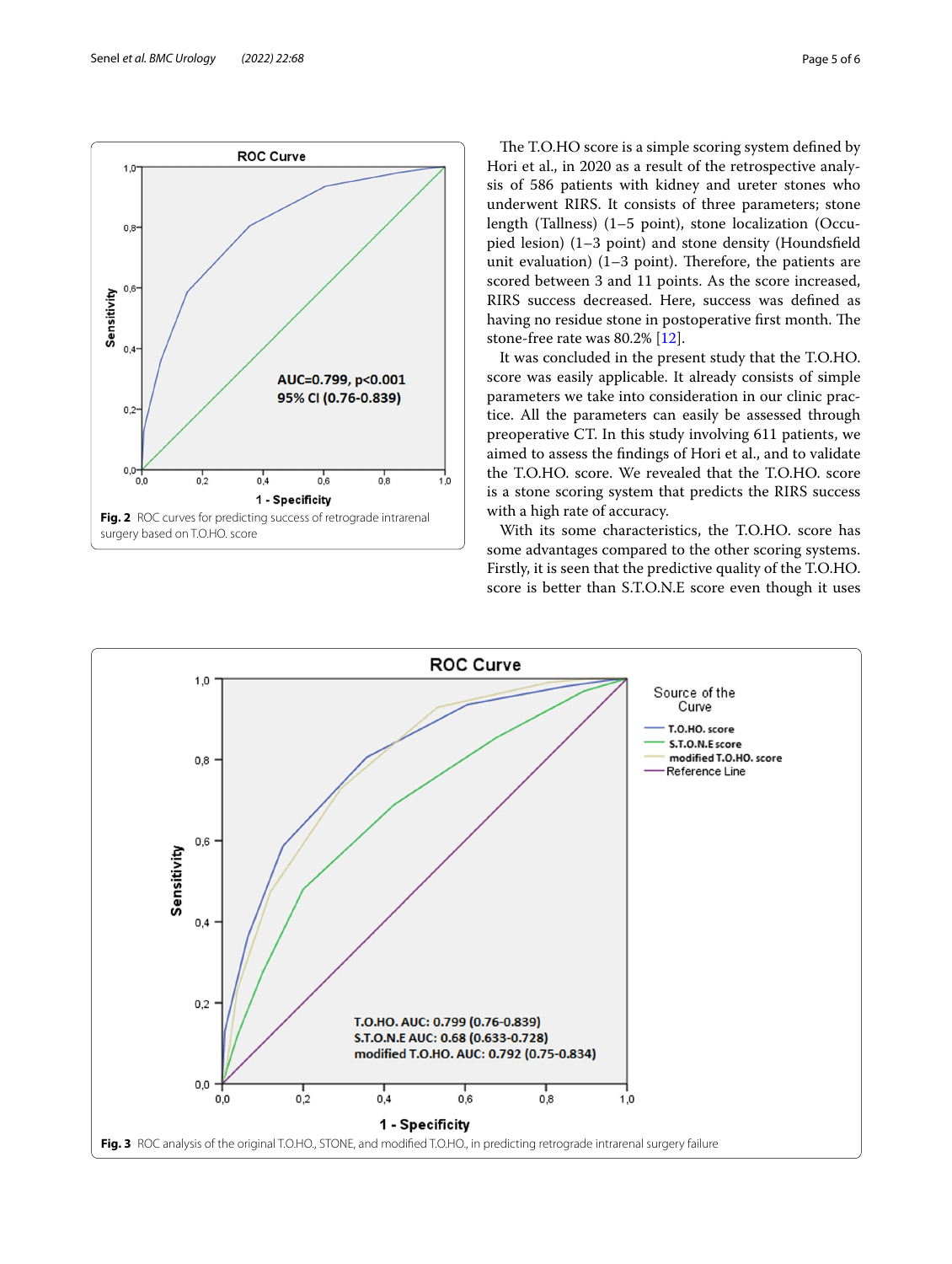Fig. 2 ROC curves for predicting success of retrograde intrarenal surgery based on T.O.HO. score

The T.O.HO score is a simple scoring system defined by Hori et al., in 2020 as a result of the retrospective analysis of 586 patients with kidney and ureter stones who underwent RIRS. It consists of three parameters; stone length (Tallness) (1–5 point), stone localization (Occupied lesion) (1–3 point) and stone density (Houndsfield unit evaluation) (1–3 point). Therefore, the patients are scored between 3 and 11 points. As the score increased, RIRS success decreased. Here, success was defined as having no residue stone in postoperative first month. The stone-free rate was 80.2% [12].

It was concluded in the present study that the T.O.HO. score was easily applicable. It already consists of simple parameters we take into consideration in our clinic practice. All the parameters can easily be assessed through preoperative CT. In this study involving 611 patients, we aimed to assess the findings of Hori et al., and to validate the T.O.HO. score. We revealed that the T.O.HO. score is a stone scoring system that predicts the RIRS success with a high rate of accuracy.

With its some characteristics, the T.O.HO. score has some advantages compared to the other scoring systems. Firstly, it is seen that the predictive quality of the T.O.HO. score is better than S.T.O.N.E score even though it uses

Fig. 3 ROC analysis of the original T.O.HO., STONE, and modified T.O.HO., in predicting retrograde intrarenal surgery failure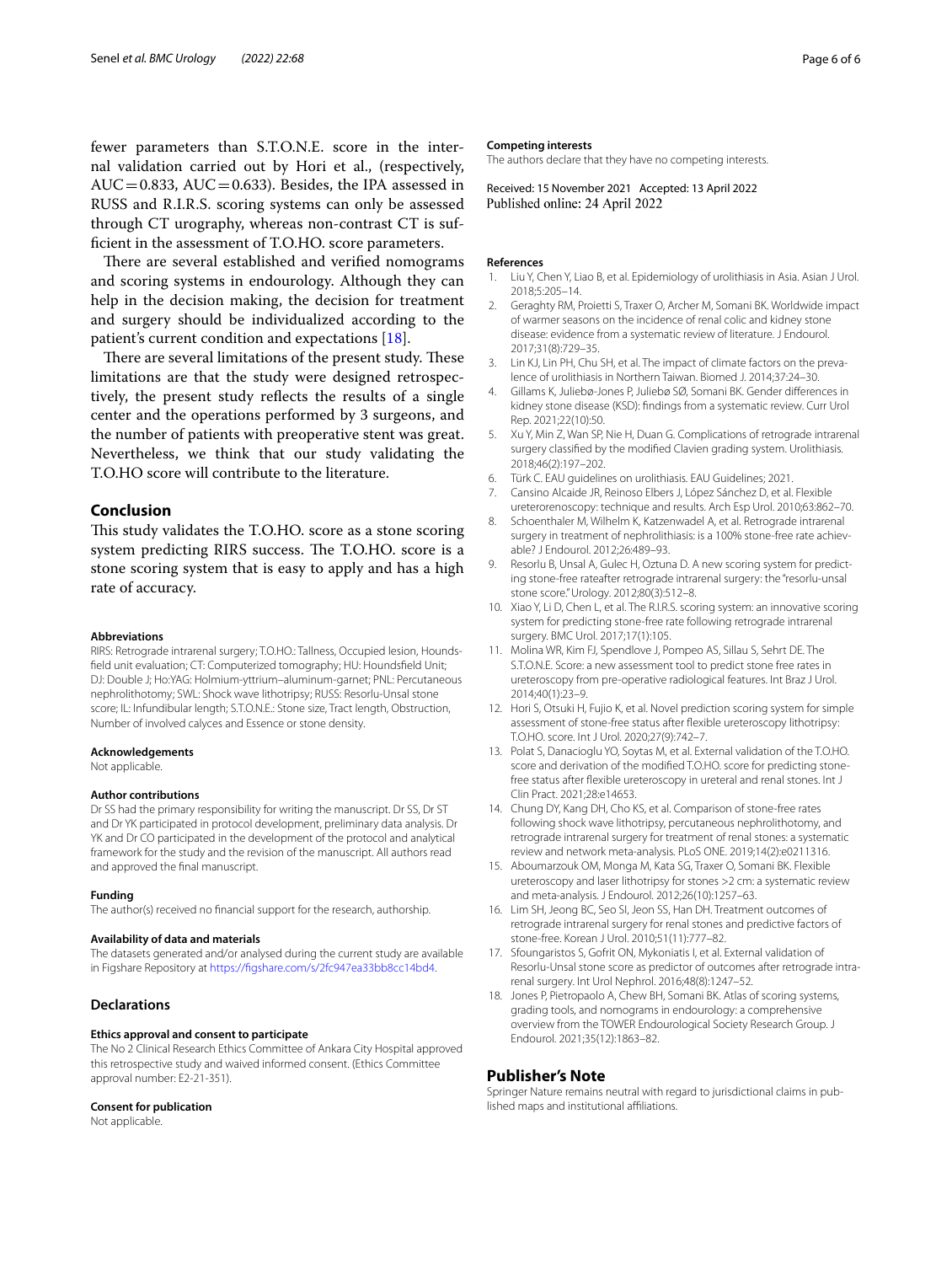fewer parameters than S.T.O.N.E. score in the internal validation carried out by Hori et al., (respectively, AUC = 0.833, AUC = 0.633). Besides, the IPA assessed in RUSS and R.I.R.S. scoring systems can only be assessed through CT urography, whereas non-contrast CT is sufficient in the assessment of T.O.HO. score parameters.

There are several established and verified nomograms and scoring systems in endourology. Although they can help in the decision making, the decision for treatment and surgery should be individualized according to the patient's current condition and expectations [18].

There are several limitations of the present study. These limitations are that the study were designed retrospectively, the present study reflects the results of a single center and the operations performed by 3 surgeons, and the number of patients with preoperative stent was great. Nevertheless, we think that our study validating the T.O.HO score will contribute to the literature.

## Conclusion

This study validates the T.O.HO. score as a stone scoring system predicting RIRS success. The T.O.HO. score is a stone scoring system that is easy to apply and has a high rate of accuracy.

#### Abbreviations

RIRS: Retrograde intrarenal surgery; T.O.HO.: Tallness, Occupied lesion, Houndsfield unit evaluation; CT: Computerized tomography; HU: Houndsfield Unit; DJ: Double J; Ho:YAG: Holmium-yttrium–aluminum-garnet; PNL: Percutaneous nephrolithotomy; SWL: Shock wave lithotripsy; RUSS: Resorlu-Unsal stone score; IL: Infundibular length; S.T.O.N.E.: Stone size, Tract length, Obstruction, Number of involved calyces and Essence or stone density.

#### Acknowledgements

Not applicable.

#### Author contributions

Dr SS had the primary responsibility for writing the manuscript. Dr SS, Dr ST and Dr YK participated in protocol development, preliminary data analysis. Dr YK and Dr CO participated in the development of the protocol and analytical framework for the study and the revision of the manuscript. All authors read and approved the final manuscript.

#### Funding

The author(s) received no financial support for the research, authorship.

#### Availability of data and materials

The datasets generated and/or analysed during the current study are available in Figshare Repository at https://figshare.com/s/2fc947ea33bb8cc14bd4.

## Declarations

#### Ethics approval and consent to participate

The No 2 Clinical Research Ethics Committee of Ankara City Hospital approved this retrospective study and waived informed consent. (Ethics Committee approval number: E2-21-351).

#### Consent for publication

Not applicable.

#### Competing interests

The authors declare that they have no competing interests.

Received: 15 November 2021 Accepted: 13 April 2022
Published online: 24 April 2022

#### References

1. Liu Y, Chen Y, Liao B, et al. Epidemiology of urolithiasis in Asia. Asian J Urol. 2018;5:205–14.
2. Geraghty RM, Proietti S, Traxer O, Archer M, Somani BK. Worldwide impact of warmer seasons on the incidence of renal colic and kidney stone disease: evidence from a systematic review of literature. J Endourol. 2017;31(8):729–35.
3. Lin KJ, Lin PH, Chu SH, et al. The impact of climate factors on the prevalence of urolithiasis in Northern Taiwan. Biomed J. 2014;37:24–30.
4. Gillams K, Juliebø-Jones P, Juliebø SØ, Somani BK. Gender differences in kidney stone disease (KSD): findings from a systematic review. Curr Urol Rep. 2021;22(10):50.
5. Xu Y, Min Z, Wan SP, Nie H, Duan G. Complications of retrograde intrarenal surgery classified by the modified Clavien grading system. Urolithiasis. 2018;46(2):197–202.
6. Türk C. EAU guidelines on urolithiasis. EAU Guidelines; 2021.
7. Cansino Alcaide JR, Reinoso Elbers J, López Sánchez D, et al. Flexible ureterorenoscopy: technique and results. Arch Esp Urol. 2010;63:862–70.
8. Schoenthaler M, Wilhelm K, Katzenwadel A, et al. Retrograde intrarenal surgery in treatment of nephrolithiasis: is a 100% stone-free rate achievable? J Endourol. 2012;26:489–93.
9. Resorlu B, Unsal A, Gulec H, Oztuna D. A new scoring system for predicting stone-free rateafter retrograde intrarenal surgery: the "resorlu-unsal stone score." Urology. 2012;80(3):512–8.
10. Xiao Y, Li D, Chen L, et al. The R.I.R.S. scoring system: an innovative scoring system for predicting stone-free rate following retrograde intrarenal surgery. BMC Urol. 2017;17(1):105.
11. Molina WR, Kim FJ, Spendlove J, Pompeo AS, Sillau S, Sehrt DE. The S.T.O.N.E. Score: a new assessment tool to predict stone free rates in ureteroscopy from pre-operative radiological features. Int Braz J Urol. 2014;40(1):23–9.
12. Hori S, Otsuki H, Fujio K, et al. Novel prediction scoring system for simple assessment of stone-free status after flexible ureteroscopy lithotripsy: T.O.HO. score. Int J Urol. 2020;27(9):742–7.
13. Polat S, Danacioglu YO, Soytas M, et al. External validation of the T.O.HO. score and derivation of the modified T.O.HO. score for predicting stone-free status after flexible ureteroscopy in ureteral and renal stones. Int J Clin Pract. 2021;28:e14653.
14. Chung DY, Kang DH, Cho KS, et al. Comparison of stone-free rates following shock wave lithotripsy, percutaneous nephrolithotomy, and retrograde intrarenal surgery for treatment of renal stones: a systematic review and network meta-analysis. PLoS ONE. 2019;14(2):e0211316.
15. Aboumarzouk OM, Monga M, Kata SG, Traxer O, Somani BK. Flexible ureteroscopy and laser lithotripsy for stones >2 cm: a systematic review and meta-analysis. J Endourol. 2012;26(10):1257–63.
16. Lim SH, Jeong BC, Seo SI, Jeon SS, Han DH. Treatment outcomes of retrograde intrarenal surgery for renal stones and predictive factors of stone-free. Korean J Urol. 2010;51(11):777–82.
17. Sfoungaristos S, Gofrit ON, Mykoniatis I, et al. External validation of Resorlu-Unsal stone score as predictor of outcomes after retrograde intrarenal surgery. Int Urol Nephrol. 2016;48(8):1247–52.
18. Jones P, Pietropaolo A, Chew BH, Somani BK. Atlas of scoring systems, grading tools, and nomograms in endourology: a comprehensive overview from the TOWER Endourological Society Research Group. J Endourol. 2021;35(12):1863–82.

## Publisher's Note

Springer Nature remains neutral with regard to jurisdictional claims in published maps and institutional affiliations.